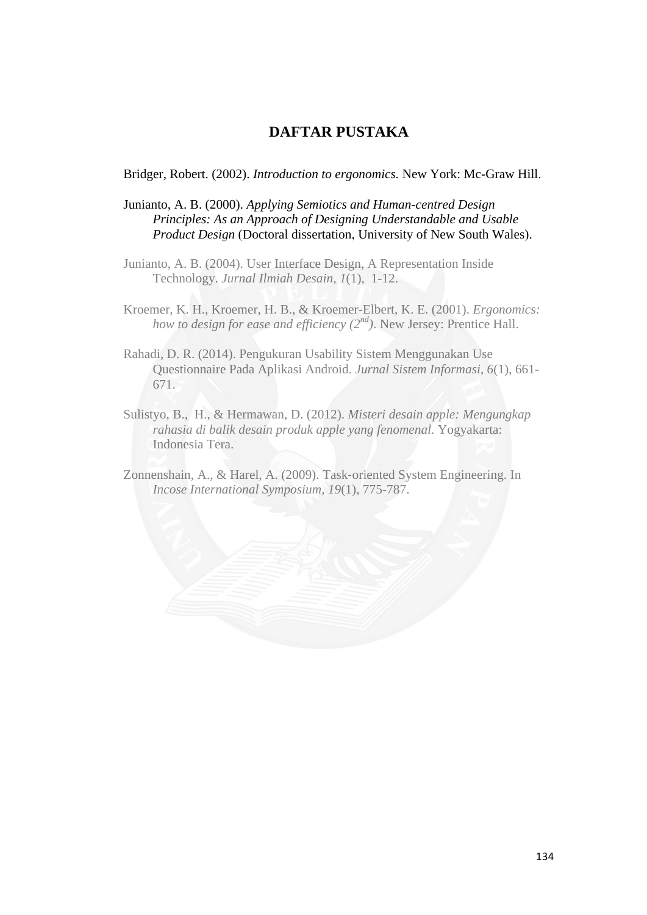# DAFTAR PUSTAKA

Bridger, Robert. (2002). *Introduction to ergonomics.* New York: Mc-Graw Hill.

Junianto, A. B. (2000). *Applying Semiotics and Human-centred Design Principles: As an Approach of Designing Understandable and Usable Product Design* (Doctoral dissertation, University of New South Wales).

Junianto, A. B. (2004). User Interface Design, A Representation Inside Technology. *Jurnal Ilmiah Desain*, *1*(1), 1-12.

Kroemer, K. H., Kroemer, H. B., & Kroemer-Elbert, K. E. (2001). *Ergonomics: how to design for ease and efficiency ($2^{nd}$)*. New Jersey: Prentice Hall.

Rahadi, D. R. (2014). Pengukuran Usability Sistem Menggunakan Use Questionnaire Pada Aplikasi Android. *Jurnal Sistem Informasi*, *6*(1), 661-671.

Sulistyo, B., H., & Hermawan, D. (2012). *Misteri desain apple: Mengungkap rahasia di balik desain produk apple yang fenomenal.* Yogyakarta: Indonesia Tera.

Zonnenshain, A., & Harel, A. (2009). Task-oriented System Engineering. In *Incose International Symposium*, *19*(1), 775-787.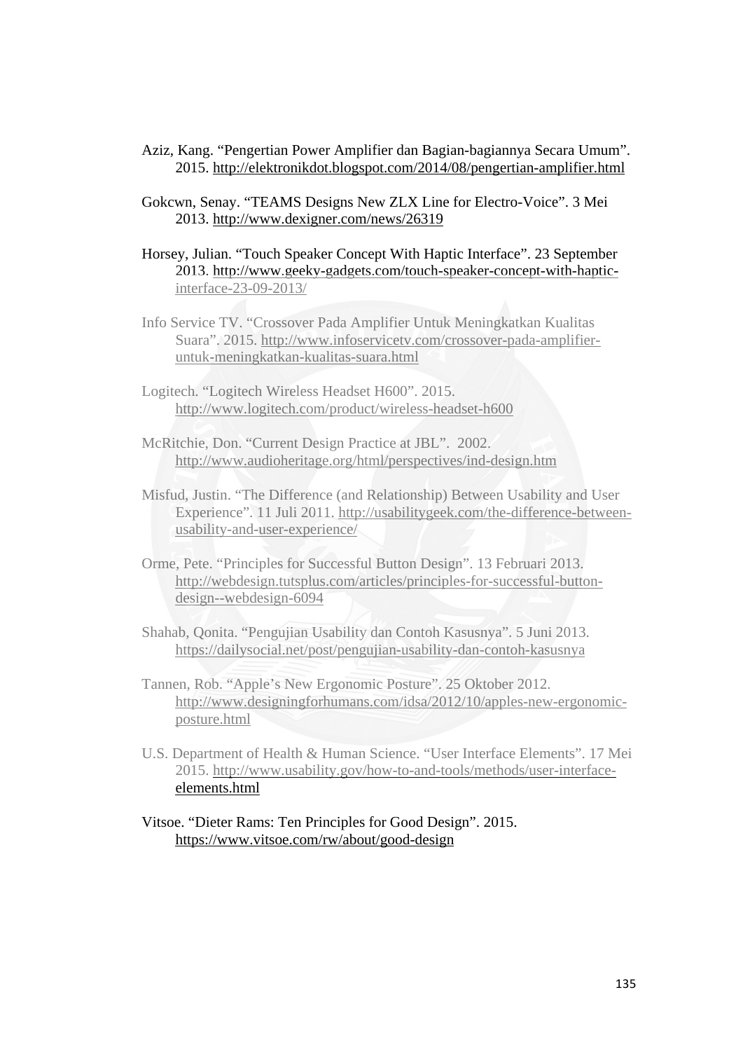Aziz, Kang. “Pengertian Power Amplifier dan Bagian-bagiannya Secara Umum”. 2015. http://elektronikdot.blogspot.com/2014/08/pengertian-amplifier.html

Gokcwn, Senay. “TEAMS Designs New ZLX Line for Electro-Voice”. 3 Mei 2013. http://www.dexigner.com/news/26319

Horsey, Julian. “Touch Speaker Concept With Haptic Interface”. 23 September 2013. http://www.geeky-gadgets.com/touch-speaker-concept-with-haptic-interface-23-09-2013/

Info Service TV. “Crossover Pada Amplifier Untuk Meningkatkan Kualitas Suara”. 2015. http://www.infoservicetv.com/crossover-pada-amplifier-untuk-meningkatkan-kualitas-suara.html

Logitech. “Logitech Wireless Headset H600”. 2015. http://www.logitech.com/product/wireless-headset-h600

McRitchie, Don. “Current Design Practice at JBL”. 2002. http://www.audioheritage.org/html/perspectives/ind-design.htm

Misfud, Justin. “The Difference (and Relationship) Between Usability and User Experience”. 11 Juli 2011. http://usabilitygeek.com/the-difference-between-usability-and-user-experience/

Orme, Pete. “Principles for Successful Button Design”. 13 Februari 2013. http://webdesign.tutsplus.com/articles/principles-for-successful-button-design--webdesign-6094

Shahab, Qonita. “Pengujian Usability dan Contoh Kasusnya”. 5 Juni 2013. https://dailysocial.net/post/pengujian-usability-dan-contoh-kasusnya

Tannen, Rob. “Apple’s New Ergonomic Posture”. 25 Oktober 2012. http://www.designingforhumans.com/idsa/2012/10/apples-new-ergonomic-posture.html

U.S. Department of Health & Human Science. “User Interface Elements”. 17 Mei 2015. http://www.usability.gov/how-to-and-tools/methods/user-interface-elements.html

Vitsoe. “Dieter Rams: Ten Principles for Good Design”. 2015. https://www.vitsoe.com/rw/about/good-design